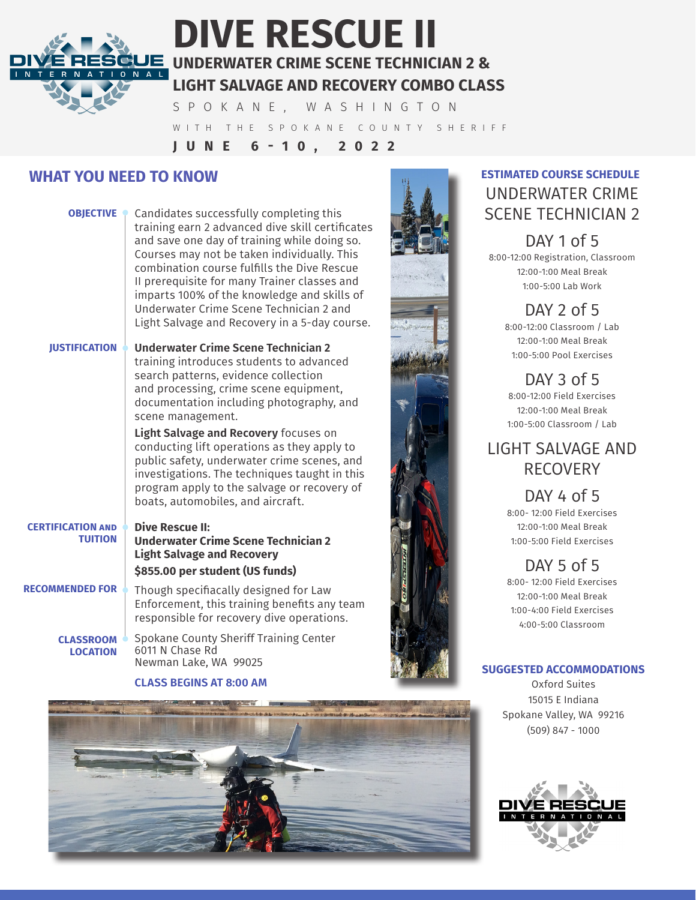# DIVE RESCUE II

## UNDERWATER CRIME SCENE TECHNICIAN 2 & LIGHT SALVAGE AND RECOVERY COMBO CLASS

SPOKANE, WASHINGTON

WITH THE SPOKANE COUNTY SHERIFF

**JUNE 6-10, 2022**

## WHAT YOU NEED TO KNOW

**OBJECTIVE**

Candidates successfully completing this training earn 2 advanced dive skill certificates and save one day of training while doing so. Courses may not be taken individually. This combination course fulfills the Dive Rescue II prerequisite for many Trainer classes and imparts 100% of the knowledge and skills of Underwater Crime Scene Technician 2 and Light Salvage and Recovery in a 5-day course.

**JUSTIFICATION**

**Underwater Crime Scene Technician 2** training introduces students to advanced search patterns, evidence collection and processing, crime scene equipment, documentation including photography, and scene management.

**Light Salvage and Recovery** focuses on conducting lift operations as they apply to public safety, underwater crime scenes, and investigations. The techniques taught in this program apply to the salvage or recovery of boats, automobiles, and aircraft.

**CERTIFICATION AND TUITION**

**Dive Rescue II:**
**Underwater Crime Scene Technician 2**
**Light Salvage and Recovery**

**$855.00 per student (US funds)**

**RECOMMENDED FOR**

Though specifacally designed for Law Enforcement, this training benefits any team responsible for recovery dive operations.

**CLASSROOM LOCATION**

Spokane County Sheriff Training Center
6011 N Chase Rd
Newman Lake, WA 99025

**CLASS BEGINS AT 8:00 AM**

## ESTIMATED COURSE SCHEDULE

### UNDERWATER CRIME SCENE TECHNICIAN 2

**DAY 1 of 5**
8:00-12:00 Registration, Classroom
12:00-1:00 Meal Break
1:00-5:00 Lab Work

**DAY 2 of 5**
8:00-12:00 Classroom / Lab
12:00-1:00 Meal Break
1:00-5:00 Pool Exercises

**DAY 3 of 5**
8:00-12:00 Field Exercises
12:00-1:00 Meal Break
1:00-5:00 Classroom / Lab

### LIGHT SALVAGE AND RECOVERY

**DAY 4 of 5**
8:00- 12:00 Field Exercises
12:00-1:00 Meal Break
1:00-5:00 Field Exercises

**DAY 5 of 5**
8:00- 12:00 Field Exercises
12:00-1:00 Meal Break
1:00-4:00 Field Exercises
4:00-5:00 Classroom

## SUGGESTED ACCOMMODATIONS

Oxford Suites
15015 E Indiana
Spokane Valley, WA 99216
(509) 847 - 1000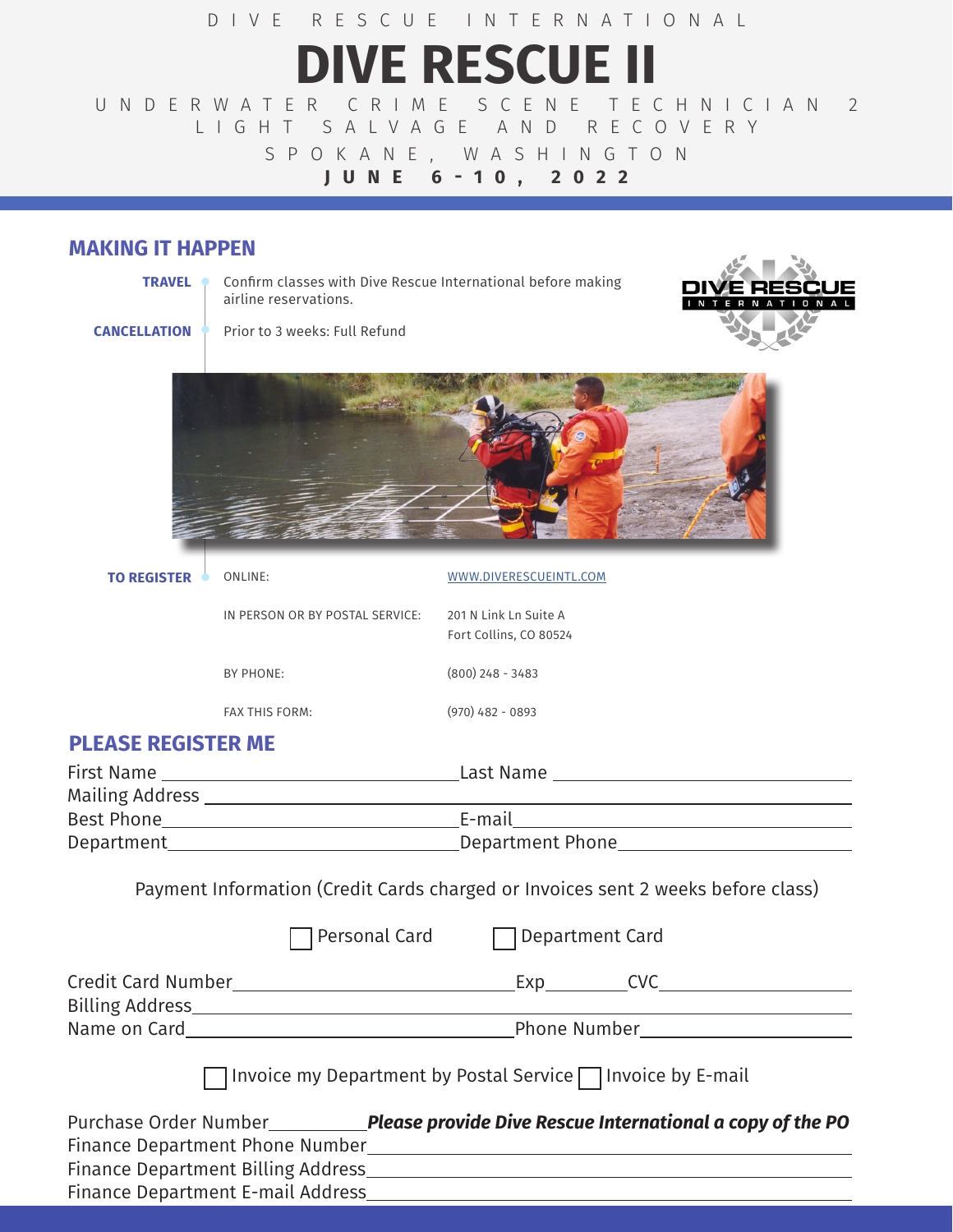DIVE RESCUE INTERNATIONAL

# DIVE RESCUE II

UNDERWATER CRIME SCENE TECHNICIAN 2
LIGHT SALVAGE AND RECOVERY

SPOKANE, WASHINGTON

**JUNE 6-10, 2022**

## MAKING IT HAPPEN

**TRAVEL** Confirm classes with Dive Rescue International before making airline reservations.

**CANCELLATION** Prior to 3 weeks: Full Refund

**TO REGISTER**

| | |
|---|---|
| ONLINE: | WWW.DIVERESCUEINTL.COM |
| IN PERSON OR BY POSTAL SERVICE: | 201 N Link Ln Suite A<br>Fort Collins, CO 80524 |
| BY PHONE: | (800) 248 - 3483 |
| FAX THIS FORM: | (970) 482 - 0893 |

## PLEASE REGISTER ME

First Name ____________________ Last Name ____________________
Mailing Address ________________________________________
Best Phone ____________________ E-mail ____________________
Department ____________________ Department Phone ____________________

Payment Information (Credit Cards charged or Invoices sent 2 weeks before class)

☐ Personal Card ☐ Department Card

Credit Card Number ____________________ Exp ________ CVC ________
Billing Address ________________________________________
Name on Card ____________________ Phone Number ____________________

☐ Invoice my Department by Postal Service ☐ Invoice by E-mail

Purchase Order Number __________ ***Please provide Dive Rescue International a copy of the PO***
Finance Department Phone Number ____________________
Finance Department Billing Address ____________________
Finance Department E-mail Address ____________________